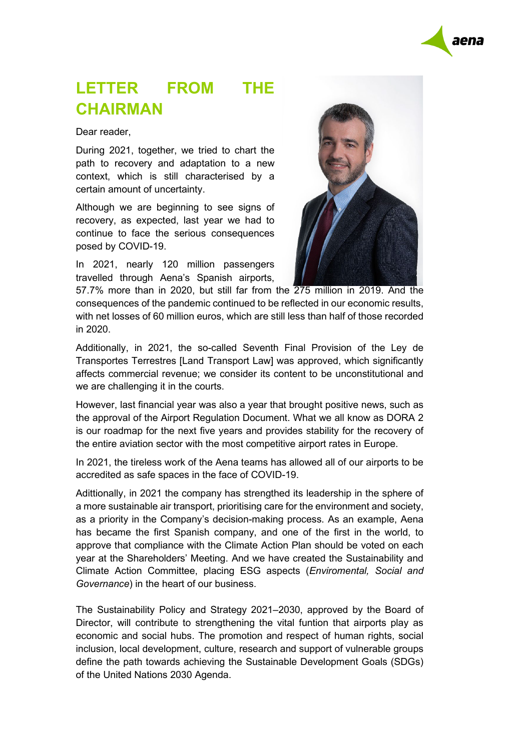# LETTER FROM THE CHAIRMAN

Dear reader,

During 2021, together, we tried to chart the path to recovery and adaptation to a new context, which is still characterised by a certain amount of uncertainty.

Although we are beginning to see signs of recovery, as expected, last year we had to continue to face the serious consequences posed by COVID-19.

In 2021, nearly 120 million passengers travelled through Aena's Spanish airports, 57.7% more than in 2020, but still far from the 275 million in 2019. And the consequences of the pandemic continued to be reflected in our economic results, with net losses of 60 million euros, which are still less than half of those recorded in 2020.

Additionally, in 2021, the so-called Seventh Final Provision of the Ley de Transportes Terrestres [Land Transport Law] was approved, which significantly affects commercial revenue; we consider its content to be unconstitutional and we are challenging it in the courts.

However, last financial year was also a year that brought positive news, such as the approval of the Airport Regulation Document. What we all know as DORA 2 is our roadmap for the next five years and provides stability for the recovery of the entire aviation sector with the most competitive airport rates in Europe.

In 2021, the tireless work of the Aena teams has allowed all of our airports to be accredited as safe spaces in the face of COVID-19.

Adittionally, in 2021 the company has strengthed its leadership in the sphere of a more sustainable air transport, prioritising care for the environment and society, as a priority in the Company's decision-making process. As an example, Aena has became the first Spanish company, and one of the first in the world, to approve that compliance with the Climate Action Plan should be voted on each year at the Shareholders' Meeting. And we have created the Sustainability and Climate Action Committee, placing ESG aspects (*Enviromental, Social and Governance*) in the heart of our business.

The Sustainability Policy and Strategy 2021–2030, approved by the Board of Director, will contribute to strengthening the vital funtion that airports play as economic and social hubs. The promotion and respect of human rights, social inclusion, local development, culture, research and support of vulnerable groups define the path towards achieving the Sustainable Development Goals (SDGs) of the United Nations 2030 Agenda.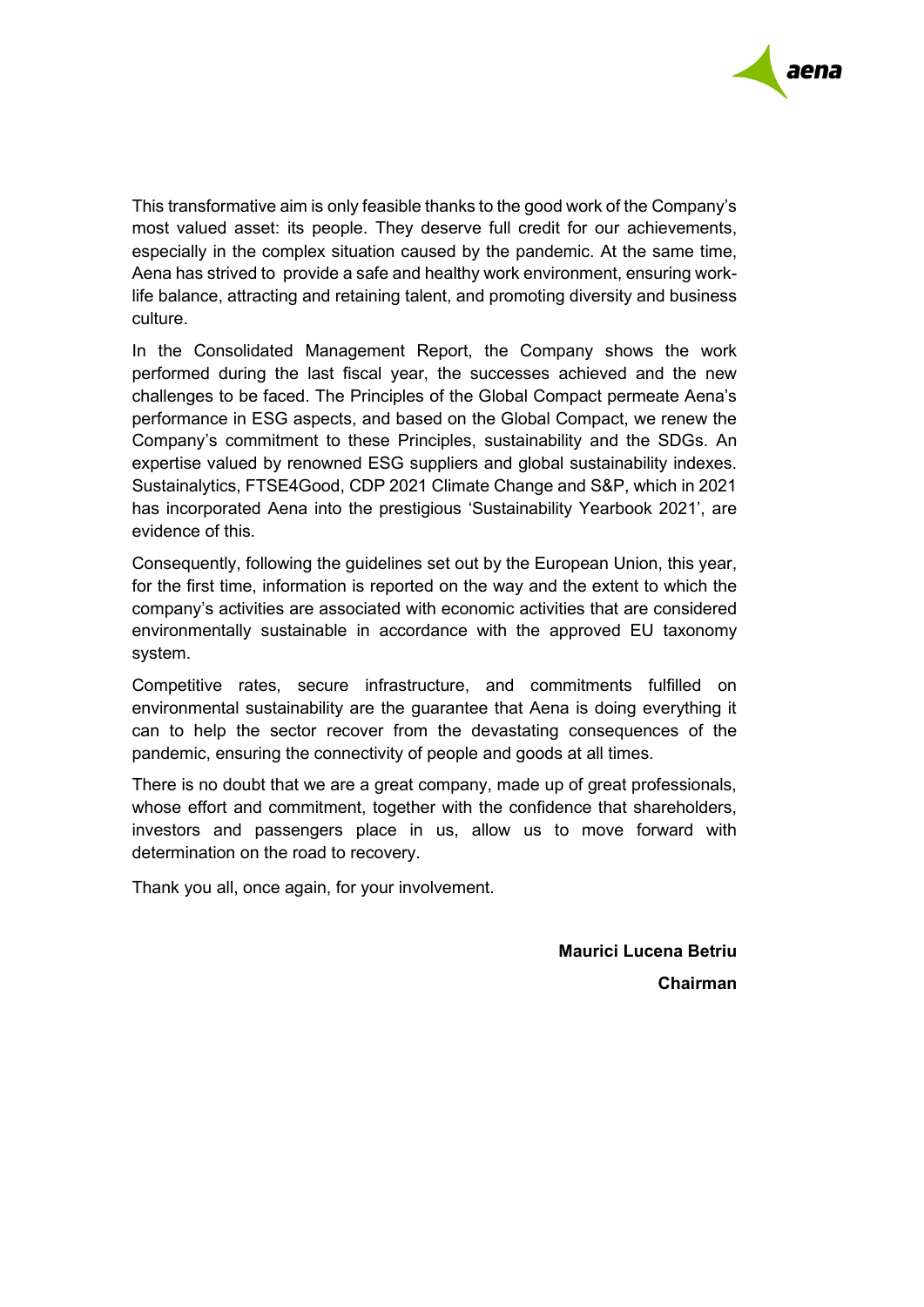This transformative aim is only feasible thanks to the good work of the Company's most valued asset: its people. They deserve full credit for our achievements, especially in the complex situation caused by the pandemic. At the same time, Aena has strived to provide a safe and healthy work environment, ensuring work-life balance, attracting and retaining talent, and promoting diversity and business culture.

In the Consolidated Management Report, the Company shows the work performed during the last fiscal year, the successes achieved and the new challenges to be faced. The Principles of the Global Compact permeate Aena's performance in ESG aspects, and based on the Global Compact, we renew the Company's commitment to these Principles, sustainability and the SDGs. An expertise valued by renowned ESG suppliers and global sustainability indexes. Sustainalytics, FTSE4Good, CDP 2021 Climate Change and S&P, which in 2021 has incorporated Aena into the prestigious 'Sustainability Yearbook 2021', are evidence of this.

Consequently, following the guidelines set out by the European Union, this year, for the first time, information is reported on the way and the extent to which the company's activities are associated with economic activities that are considered environmentally sustainable in accordance with the approved EU taxonomy system.

Competitive rates, secure infrastructure, and commitments fulfilled on environmental sustainability are the guarantee that Aena is doing everything it can to help the sector recover from the devastating consequences of the pandemic, ensuring the connectivity of people and goods at all times.

There is no doubt that we are a great company, made up of great professionals, whose effort and commitment, together with the confidence that shareholders, investors and passengers place in us, allow us to move forward with determination on the road to recovery.

Thank you all, once again, for your involvement.

**Maurici Lucena Betriu**

**Chairman**